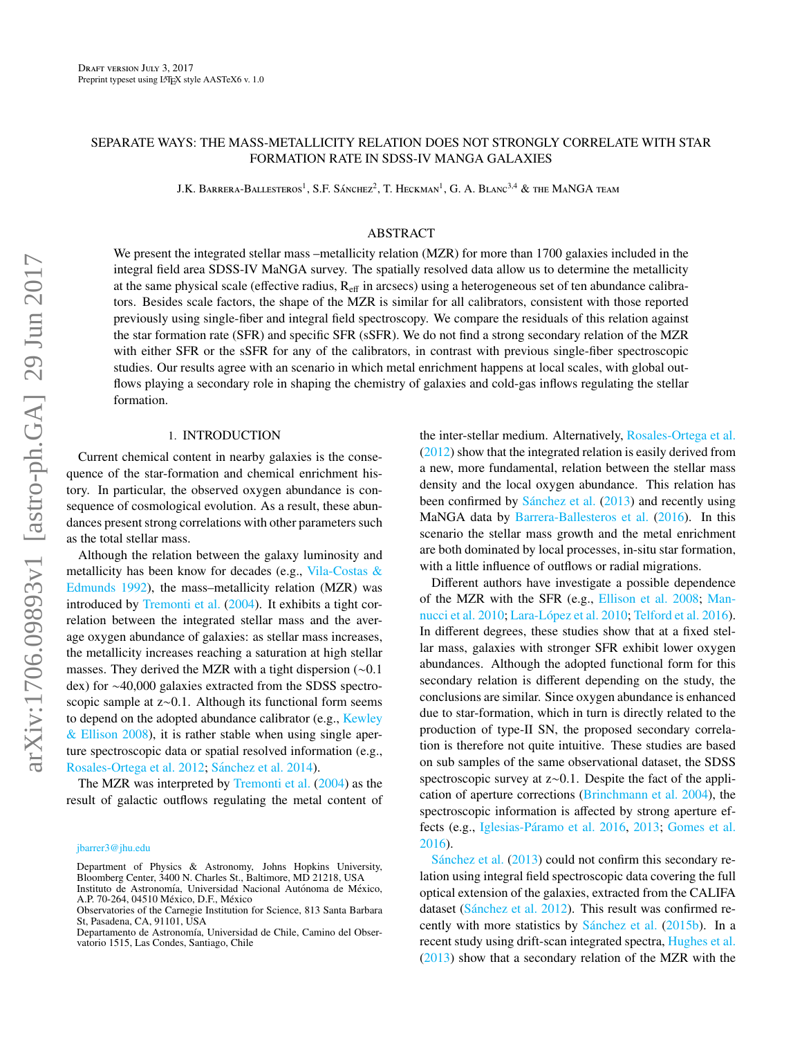# SEPARATE WAYS: THE MASS-METALLICITY RELATION DOES NOT STRONGLY CORRELATE WITH STAR FORMATION RATE IN SDSS-IV MANGA GALAXIES

J.K. Barrera-Ballesteros[1], S.F. Sánchez[2], T. Heckman[1], G. A. Blanc[3,4] & the MaNGA team

## ABSTRACT

We present the integrated stellar mass –metallicity relation (MZR) for more than 1700 galaxies included in the integral field area SDSS-IV MaNGA survey. The spatially resolved data allow us to determine the metallicity at the same physical scale (effective radius, $R_{\rm eff}$ in arcsecs) using a heterogeneous set of ten abundance calibrators. Besides scale factors, the shape of the MZR is similar for all calibrators, consistent with those reported previously using single-fiber and integral field spectroscopy. We compare the residuals of this relation against the star formation rate (SFR) and specific SFR (sSFR). We do not find a strong secondary relation of the MZR with either SFR or the sSFR for any of the calibrators, in contrast with previous single-fiber spectroscopic studies. Our results agree with an scenario in which metal enrichment happens at local scales, with global outflows playing a secondary role in shaping the chemistry of galaxies and cold-gas inflows regulating the stellar formation.

## 1. INTRODUCTION

Current chemical content in nearby galaxies is the consequence of the star-formation and chemical enrichment history. In particular, the observed oxygen abundance is consequence of cosmological evolution. As a result, these abundances present strong correlations with other parameters such as the total stellar mass.

Although the relation between the galaxy luminosity and metallicity has been know for decades (e.g., Vila-Costas & Edmunds 1992), the mass–metallicity relation (MZR) was introduced by Tremonti et al. (2004). It exhibits a tight correlation between the integrated stellar mass and the average oxygen abundance of galaxies: as stellar mass increases, the metallicity increases reaching a saturation at high stellar masses. They derived the MZR with a tight dispersion (~0.1 dex) for ~40,000 galaxies extracted from the SDSS spectroscopic sample at z~0.1. Although its functional form seems to depend on the adopted abundance calibrator (e.g., Kewley & Ellison 2008), it is rather stable when using single aperture spectroscopic data or spatial resolved information (e.g., Rosales-Ortega et al. 2012; Sánchez et al. 2014).

The MZR was interpreted by Tremonti et al. (2004) as the result of galactic outflows regulating the metal content of the inter-stellar medium. Alternatively, Rosales-Ortega et al. (2012) show that the integrated relation is easily derived from a new, more fundamental, relation between the stellar mass density and the local oxygen abundance. This relation has been confirmed by Sánchez et al. (2013) and recently using MaNGA data by Barrera-Ballesteros et al. (2016). In this scenario the stellar mass growth and the metal enrichment are both dominated by local processes, in-situ star formation, with a little influence of outflows or radial migrations.

Different authors have investigate a possible dependence of the MZR with the SFR (e.g., Ellison et al. 2008; Mannucci et al. 2010; Lara-López et al. 2010; Telford et al. 2016). In different degrees, these studies show that at a fixed stellar mass, galaxies with stronger SFR exhibit lower oxygen abundances. Although the adopted functional form for this secondary relation is different depending on the study, the conclusions are similar. Since oxygen abundance is enhanced due to star-formation, which in turn is directly related to the production of type-II SN, the proposed secondary correlation is therefore not quite intuitive. These studies are based on sub samples of the same observational dataset, the SDSS spectroscopic survey at z~0.1. Despite the fact of the application of aperture corrections (Brinchmann et al. 2004), the spectroscopic information is affected by strong aperture effects (e.g., Iglesias-Páramo et al. 2016, 2013; Gomes et al. 2016).

Sánchez et al. (2013) could not confirm this secondary relation using integral field spectroscopic data covering the full optical extension of the galaxies, extracted from the CALIFA dataset (Sánchez et al. 2012). This result was confirmed recently with more statistics by Sánchez et al. (2015b). In a recent study using drift-scan integrated spectra, Hughes et al. (2013) show that a secondary relation of the MZR with the

jbarrer3@jhu.edu

Department of Physics & Astronomy, Johns Hopkins University, Bloomberg Center, 3400 N. Charles St., Baltimore, MD 21218, USA
Instituto de Astronomía, Universidad Nacional Autónoma de México, A.P. 70-264, 04510 México, D.F., México
Observatories of the Carnegie Institution for Science, 813 Santa Barbara St, Pasadena, CA, 91101, USA
Departamento de Astronomía, Universidad de Chile, Camino del Observatorio 1515, Las Condes, Santiago, Chile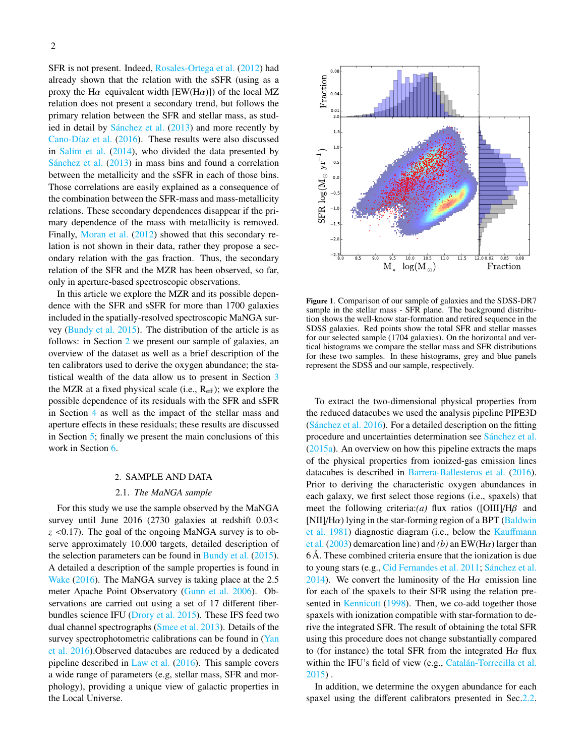SFR is not present. Indeed, Rosales-Ortega et al. (2012) had already shown that the relation with the sSFR (using as a proxy the H$\alpha$ equivalent width [EW(H$\alpha$)]) of the local MZ relation does not present a secondary trend, but follows the primary relation between the SFR and stellar mass, as studied in detail by Sánchez et al. (2013) and more recently by Cano-Díaz et al. (2016). These results were also discussed in Salim et al. (2014), who divided the data presented by Sánchez et al. (2013) in mass bins and found a correlation between the metallicity and the sSFR in each of those bins. Those correlations are easily explained as a consequence of the combination between the SFR-mass and mass-metallicity relations. These secondary dependences disappear if the primary dependence of the mass with metallicity is removed. Finally, Moran et al. (2012) showed that this secondary relation is not shown in their data, rather they propose a secondary relation with the gas fraction. Thus, the secondary relation of the SFR and the MZR has been observed, so far, only in aperture-based spectroscopic observations.

In this article we explore the MZR and its possible dependence with the SFR and sSFR for more than 1700 galaxies included in the spatially-resolved spectroscopic MaNGA survey (Bundy et al. 2015). The distribution of the article is as follows: in Section 2 we present our sample of galaxies, an overview of the dataset as well as a brief description of the ten calibrators used to derive the oxygen abundance; the statistical wealth of the data allow us to present in Section 3 the MZR at a fixed physical scale (i.e., $R_{\mathrm{eff}}$); we explore the possible dependence of its residuals with the SFR and sSFR in Section 4 as well as the impact of the stellar mass and aperture effects in these residuals; these results are discussed in Section 5; finally we present the main conclusions of this work in Section 6.

## 2. SAMPLE AND DATA

### 2.1. *The MaNGA sample*

For this study we use the sample observed by the MaNGA survey until June 2016 (2730 galaxies at redshift 0.03< $z$ <0.17). The goal of the ongoing MaNGA survey is to observe approximately 10.000 targets, detailed description of the selection parameters can be found in Bundy et al. (2015). A detailed a description of the sample properties is found in Wake (2016). The MaNGA survey is taking place at the 2.5 meter Apache Point Observatory (Gunn et al. 2006). Observations are carried out using a set of 17 different fiber-bundles science IFU (Drory et al. 2015). These IFS feed two dual channel spectrographs (Smee et al. 2013). Details of the survey spectrophotometric calibrations can be found in (Yan et al. 2016).Observed datacubes are reduced by a dedicated pipeline described in Law et al. (2016). This sample covers a wide range of parameters (e.g, stellar mass, SFR and morphology), providing a unique view of galactic properties in the Local Universe.

**Figure 1**. Comparison of our sample of galaxies and the SDSS-DR7 sample in the stellar mass - SFR plane. The background distribution shows the well-know star-formation and retired sequence in the SDSS galaxies. Red points show the total SFR and stellar masses for our selected sample (1704 galaxies). On the horizontal and vertical histograms we compare the stellar mass and SFR distributions for these two samples. In these histograms, grey and blue panels represent the SDSS and our sample, respectively.

To extract the two-dimensional physical properties from the reduced datacubes we used the analysis pipeline PIPE3D (Sánchez et al. 2016). For a detailed description on the fitting procedure and uncertainties determination see Sánchez et al. (2015a). An overview on how this pipeline extracts the maps of the physical properties from ionized-gas emission lines datacubes is described in Barrera-Ballesteros et al. (2016). Prior to deriving the characteristic oxygen abundances in each galaxy, we first select those regions (i.e., spaxels) that meet the following criteria:*(a)* flux ratios ([OIII]/H$\beta$ and [NII]/H$\alpha$) lying in the star-forming region of a BPT (Baldwin et al. 1981) diagnostic diagram (i.e., below the Kauffmann et al. (2003) demarcation line) and *(b)* an EW(H$\alpha$) larger than 6 Å. These combined criteria ensure that the ionization is due to young stars (e.g., Cid Fernandes et al. 2011; Sánchez et al. 2014). We convert the luminosity of the H$\alpha$ emission line for each of the spaxels to their SFR using the relation presented in Kennicutt (1998). Then, we co-add together those spaxels with ionization compatible with star-formation to derive the integrated SFR. The result of obtaining the total SFR using this procedure does not change substantially compared to (for instance) the total SFR from the integrated H$\alpha$ flux within the IFU's field of view (e.g., Catalán-Torrecilla et al. 2015) .

In addition, we determine the oxygen abundance for each spaxel using the different calibrators presented in Sec.2.2.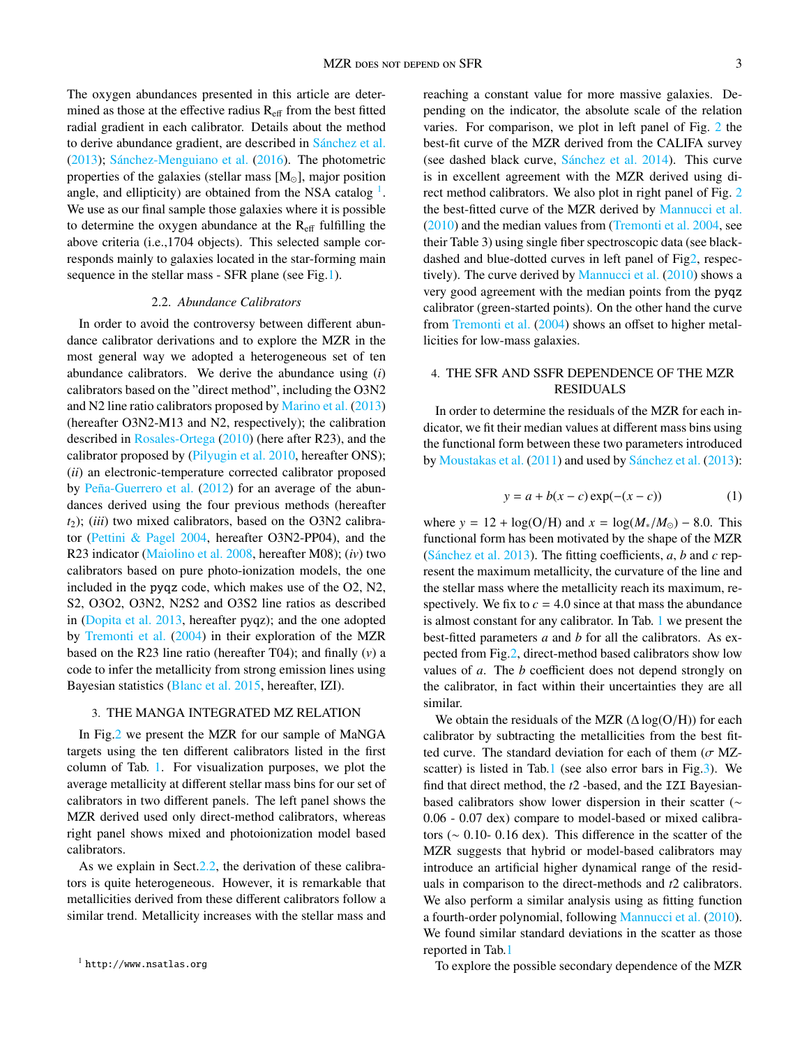The oxygen abundances presented in this article are determined as those at the effective radius $R_{eff}$ from the best fitted radial gradient in each calibrator. Details about the method to derive abundance gradient, are described in Sánchez et al. (2013); Sánchez-Menguiano et al. (2016). The photometric properties of the galaxies (stellar mass [$M_{\odot}$], major position angle, and ellipticity) are obtained from the NSA catalog [1]. We use as our final sample those galaxies where it is possible to determine the oxygen abundance at the $R_{eff}$ fulfilling the above criteria (i.e.,1704 objects). This selected sample corresponds mainly to galaxies located in the star-forming main sequence in the stellar mass - SFR plane (see Fig.1).

### 2.2. *Abundance Calibrators*

In order to avoid the controversy between different abundance calibrator derivations and to explore the MZR in the most general way we adopted a heterogeneous set of ten abundance calibrators. We derive the abundance using (*i*) calibrators based on the "direct method", including the O3N2 and N2 line ratio calibrators proposed by Marino et al. (2013) (hereafter O3N2-M13 and N2, respectively); the calibration described in Rosales-Ortega (2010) (here after R23), and the calibrator proposed by (Pilyugin et al. 2010, hereafter ONS); (*ii*) an electronic-temperature corrected calibrator proposed by Peña-Guerrero et al. (2012) for an average of the abundances derived using the four previous methods (hereafter $t_2$); (*iii*) two mixed calibrators, based on the O3N2 calibrator (Pettini & Pagel 2004, hereafter O3N2-PP04), and the R23 indicator (Maiolino et al. 2008, hereafter M08); (*iv*) two calibrators based on pure photo-ionization models, the one included in the `pyqz` code, which makes use of the O2, N2, S2, O3O2, O3N2, N2S2 and O3S2 line ratios as described in (Dopita et al. 2013, hereafter pyqz); and the one adopted by Tremonti et al. (2004) in their exploration of the MZR based on the R23 line ratio (hereafter T04); and finally (*v*) a code to infer the metallicity from strong emission lines using Bayesian statistics (Blanc et al. 2015, hereafter, IZI).

## 3. THE MANGA INTEGRATED MZ RELATION

In Fig.2 we present the MZR for our sample of MaNGA targets using the ten different calibrators listed in the first column of Tab. 1. For visualization purposes, we plot the average metallicity at different stellar mass bins for our set of calibrators in two different panels. The left panel shows the MZR derived used only direct-method calibrators, whereas right panel shows mixed and photoionization model based calibrators.

As we explain in Sect.2.2, the derivation of these calibrators is quite heterogeneous. However, it is remarkable that metallicities derived from these different calibrators follow a similar trend. Metallicity increases with the stellar mass and reaching a constant value for more massive galaxies. Depending on the indicator, the absolute scale of the relation varies. For comparison, we plot in left panel of Fig. 2 the best-fit curve of the MZR derived from the CALIFA survey (see dashed black curve, Sánchez et al. 2014). This curve is in excellent agreement with the MZR derived using direct method calibrators. We also plot in right panel of Fig. 2 the best-fitted curve of the MZR derived by Mannucci et al. (2010) and the median values from (Tremonti et al. 2004, see their Table 3) using single fiber spectroscopic data (see black-dashed and blue-dotted curves in left panel of Fig2, respectively). The curve derived by Mannucci et al. (2010) shows a very good agreement with the median points from the `pyqz` calibrator (green-started points). On the other hand the curve from Tremonti et al. (2004) shows an offset to higher metallicities for low-mass galaxies.

## 4. THE SFR AND SSFR DEPENDENCE OF THE MZR RESIDUALS

In order to determine the residuals of the MZR for each indicator, we fit their median values at different mass bins using the functional form between these two parameters introduced by Moustakas et al. (2011) and used by Sánchez et al. (2013):

$$y = a + b(x - c)\exp(-(x - c)) \tag{1}$$

where $y = 12 + \log(\mathrm{O/H})$ and $x = \log(M_*/M_{\odot}) - 8.0$. This functional form has been motivated by the shape of the MZR (Sánchez et al. 2013). The fitting coefficients, $a$, $b$ and $c$ represent the maximum metallicity, the curvature of the line and the stellar mass where the metallicity reach its maximum, respectively. We fix to $c = 4.0$ since at that mass the abundance is almost constant for any calibrator. In Tab. 1 we present the best-fitted parameters $a$ and $b$ for all the calibrators. As expected from Fig.2, direct-method based calibrators show low values of $a$. The $b$ coefficient does not depend strongly on the calibrator, in fact within their uncertainties they are all similar.

We obtain the residuals of the MZR ($\Delta \log(\mathrm{O/H})$) for each calibrator by subtracting the metallicities from the best fitted curve. The standard deviation for each of them ($\sigma$ MZ-scatter) is listed in Tab.1 (see also error bars in Fig.3). We find that direct method, the $t2$ -based, and the `IZI` Bayesian-based calibrators show lower dispersion in their scatter ($\sim$ 0.06 - 0.07 dex) compare to model-based or mixed calibrators ($\sim$ 0.10- 0.16 dex). This difference in the scatter of the MZR suggests that hybrid or model-based calibrators may introduce an artificial higher dynamical range of the residuals in comparison to the direct-methods and $t2$ calibrators. We also perform a similar analysis using as fitting function a fourth-order polynomial, following Mannucci et al. (2010). We found similar standard deviations in the scatter as those reported in Tab.1

To explore the possible secondary dependence of the MZR

[1] http://www.nsatlas.org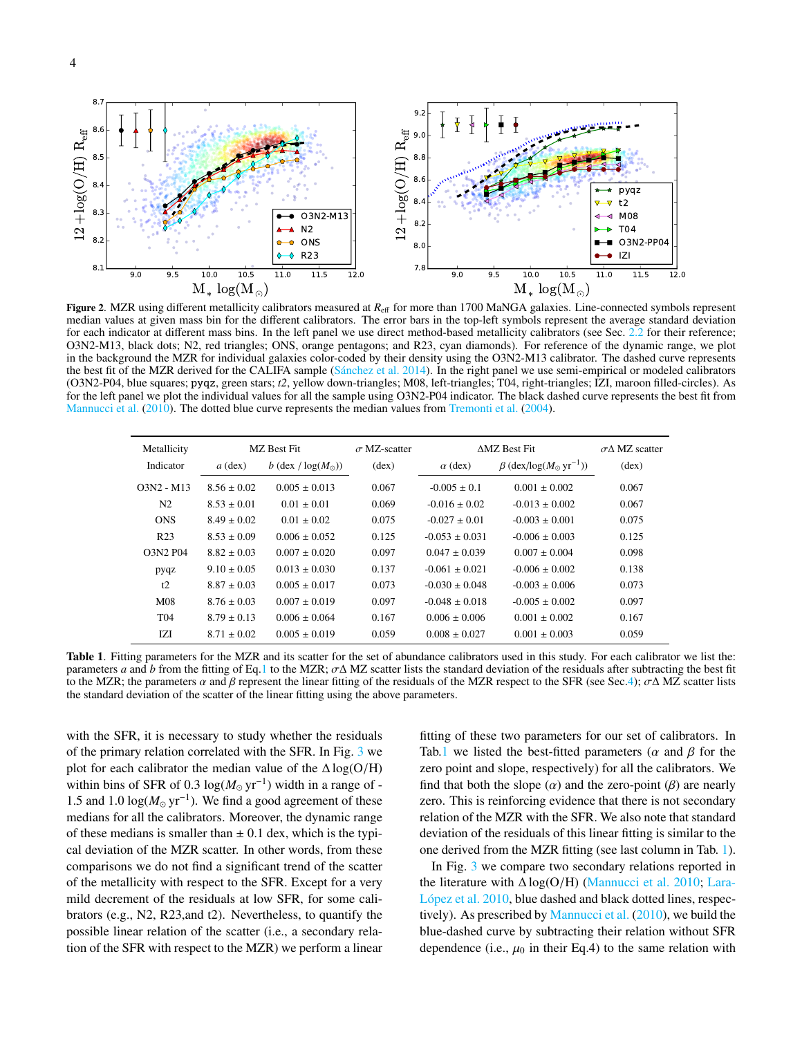**Figure 2.** MZR using different metallicity calibrators measured at $R_{\rm eff}$ for more than 1700 MaNGA galaxies. Line-connected symbols represent median values at given mass bin for the different calibrators. The error bars in the top-left symbols represent the average standard deviation for each indicator at different mass bins. In the left panel we use direct method-based metallicity calibrators (see Sec. 2.2 for their reference; O3N2-M13, black dots; N2, red triangles; ONS, orange pentagons; and R23, cyan diamonds). For reference of the dynamic range, we plot in the background the MZR for individual galaxies color-coded by their density using the O3N2-M13 calibrator. The dashed curve represents the best fit of the MZR derived for the CALIFA sample (Sánchez et al. 2014). In the right panel we use semi-empirical or modeled calibrators (O3N2-P04, blue squares; pyqz, green stars; *t2*, yellow down-triangles; M08, left-triangles; T04, right-triangles; IZI, maroon filled-circles). As for the left panel we plot the individual values for all the sample using O3N2-P04 indicator. The black dashed curve represents the best fit from Mannucci et al. (2010). The dotted blue curve represents the median values from Tremonti et al. (2004).

| Metallicity | MZ Best Fit | | $\sigma$ MZ-scatter | $\Delta$MZ Best Fit | | $\sigma\Delta$ MZ scatter |
|---|---|---|---|---|---|---|
| Indicator | $a$ (dex) | $b$ (dex / $\log(M_{\odot})$) | (dex) | $\alpha$ (dex) | $\beta$ (dex/$\log(M_{\odot}\,{\rm yr}^{-1})$) | (dex) |
| O3N2 - M13 | 8.56 ± 0.02 | 0.005 ± 0.013 | 0.067 | -0.005 ± 0.1 | 0.001 ± 0.002 | 0.067 |
| N2 | 8.53 ± 0.01 | 0.01 ± 0.01 | 0.069 | -0.016 ± 0.02 | -0.013 ± 0.002 | 0.067 |
| ONS | 8.49 ± 0.02 | 0.01 ± 0.02 | 0.075 | -0.027 ± 0.01 | -0.003 ± 0.001 | 0.075 |
| R23 | 8.53 ± 0.09 | 0.006 ± 0.052 | 0.125 | -0.053 ± 0.031 | -0.006 ± 0.003 | 0.125 |
| O3N2 P04 | 8.82 ± 0.03 | 0.007 ± 0.020 | 0.097 | 0.047 ± 0.039 | 0.007 ± 0.004 | 0.098 |
| pyqz | 9.10 ± 0.05 | 0.013 ± 0.030 | 0.137 | -0.061 ± 0.021 | -0.006 ± 0.002 | 0.138 |
| t2 | 8.87 ± 0.03 | 0.005 ± 0.017 | 0.073 | -0.030 ± 0.048 | -0.003 ± 0.006 | 0.073 |
| M08 | 8.76 ± 0.03 | 0.007 ± 0.019 | 0.097 | -0.048 ± 0.018 | -0.005 ± 0.002 | 0.097 |
| T04 | 8.79 ± 0.13 | 0.006 ± 0.064 | 0.167 | 0.006 ± 0.006 | 0.001 ± 0.002 | 0.167 |
| IZI | 8.71 ± 0.02 | 0.005 ± 0.019 | 0.059 | 0.008 ± 0.027 | 0.001 ± 0.003 | 0.059 |

**Table 1**. Fitting parameters for the MZR and its scatter for the set of abundance calibrators used in this study. For each calibrator we list the: parameters $a$ and $b$ from the fitting of Eq.1 to the MZR; $\sigma\Delta$ MZ scatter lists the standard deviation of the residuals after subtracting the best fit to the MZR; the parameters $\alpha$ and $\beta$ represent the linear fitting of the residuals of the MZR respect to the SFR (see Sec.4); $\sigma\Delta$ MZ scatter lists the standard deviation of the scatter of the linear fitting using the above parameters.

with the SFR, it is necessary to study whether the residuals of the primary relation correlated with the SFR. In Fig. 3 we plot for each calibrator the median value of the $\Delta\log$(O/H) within bins of SFR of 0.3 $\log(M_{\odot}\,{\rm yr}^{-1})$ width in a range of -1.5 and 1.0 $\log(M_{\odot}\,{\rm yr}^{-1})$. We find a good agreement of these medians for all the calibrators. Moreover, the dynamic range of these medians is smaller than ± 0.1 dex, which is the typical deviation of the MZR scatter. In other words, from these comparisons we do not find a significant trend of the scatter of the metallicity with respect to the SFR. Except for a very mild decrement of the residuals at low SFR, for some calibrators (e.g., N2, R23,and t2). Nevertheless, to quantify the possible linear relation of the scatter (i.e., a secondary relation of the SFR with respect to the MZR) we perform a linear fitting of these two parameters for our set of calibrators. In Tab.1 we listed the best-fitted parameters ($\alpha$ and $\beta$ for the zero point and slope, respectively) for all the calibrators. We find that both the slope ($\alpha$) and the zero-point ($\beta$) are nearly zero. This is reinforcing evidence that there is not secondary relation of the MZR with the SFR. We also note that standard deviation of the residuals of this linear fitting is similar to the one derived from the MZR fitting (see last column in Tab. 1).

In Fig. 3 we compare two secondary relations reported in the literature with $\Delta\log$(O/H) (Mannucci et al. 2010; Lara-López et al. 2010, blue dashed and black dotted lines, respectively). As prescribed by Mannucci et al. (2010), we build the blue-dashed curve by subtracting their relation without SFR dependence (i.e., $\mu_0$ in their Eq.4) to the same relation with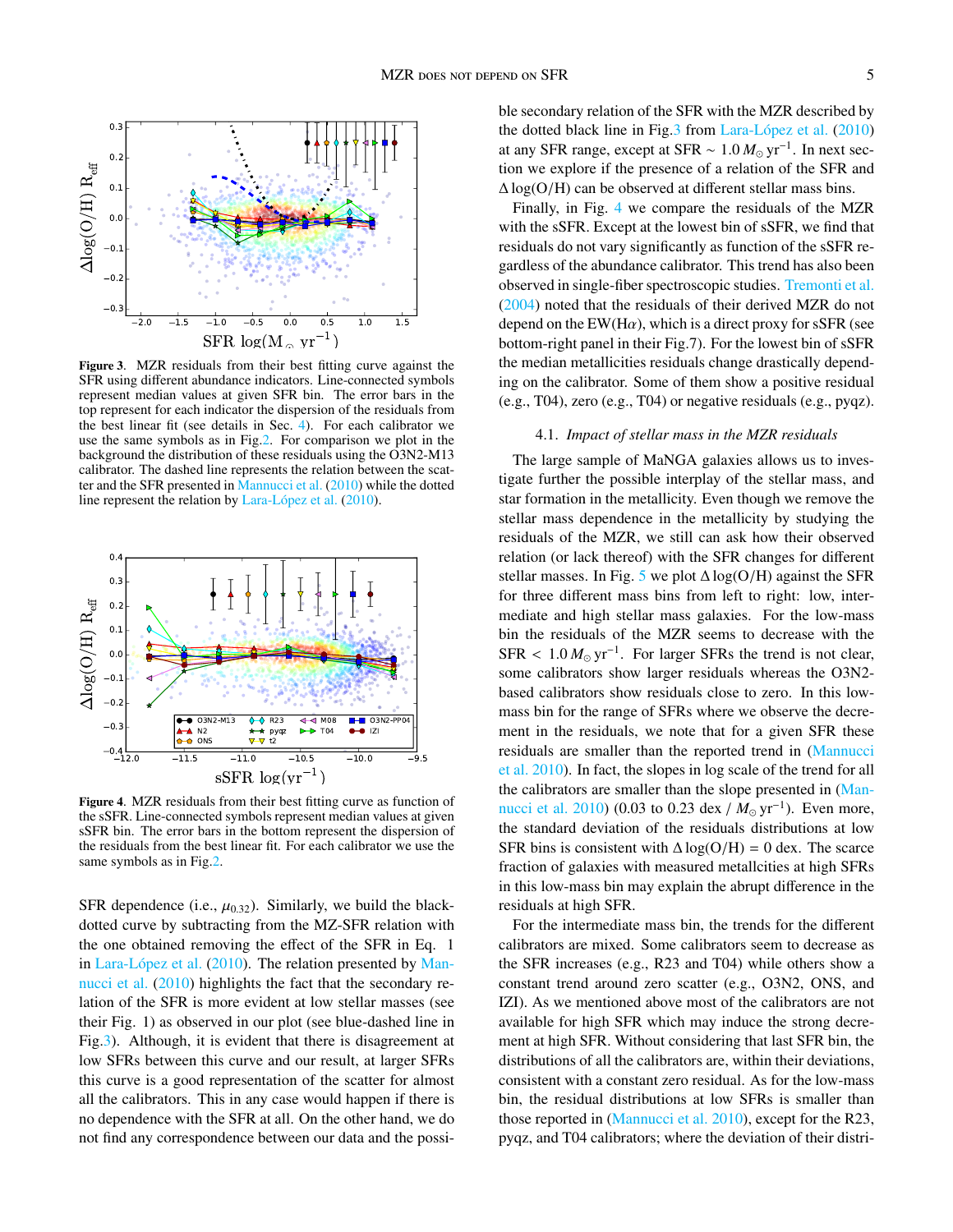**Figure 3.** MZR residuals from their best fitting curve against the SFR using different abundance indicators. Line-connected symbols represent median values at given SFR bin. The error bars in the top represent for each indicator the dispersion of the residuals from the best linear fit (see details in Sec. 4). For each calibrator we use the same symbols as in Fig.2. For comparison we plot in the background the distribution of these residuals using the O3N2-M13 calibrator. The dashed line represents the relation between the scatter and the SFR presented in Mannucci et al. (2010) while the dotted line represent the relation by Lara-López et al. (2010).

**Figure 4.** MZR residuals from their best fitting curve as function of the sSFR. Line-connected symbols represent median values at given sSFR bin. The error bars in the bottom represent the dispersion of the residuals from the best linear fit. For each calibrator we use the same symbols as in Fig.2.

SFR dependence (i.e., $\mu_{0.32}$). Similarly, we build the black-dotted curve by subtracting from the MZ-SFR relation with the one obtained removing the effect of the SFR in Eq. 1 in Lara-López et al. (2010). The relation presented by Mannucci et al. (2010) highlights the fact that the secondary relation of the SFR is more evident at low stellar masses (see their Fig. 1) as observed in our plot (see blue-dashed line in Fig.3). Although, it is evident that there is disagreement at low SFRs between this curve and our result, at larger SFRs this curve is a good representation of the scatter for almost all the calibrators. This in any case would happen if there is no dependence with the SFR at all. On the other hand, we do not find any correspondence between our data and the possible secondary relation of the SFR with the MZR described by the dotted black line in Fig.3 from Lara-López et al. (2010) at any SFR range, except at SFR $\sim 1.0\,M_{\odot}\,\mathrm{yr}^{-1}$. In next section we explore if the presence of a relation of the SFR and $\Delta\log(\mathrm{O/H})$ can be observed at different stellar mass bins.

Finally, in Fig. 4 we compare the residuals of the MZR with the sSFR. Except at the lowest bin of sSFR, we find that residuals do not vary significantly as function of the sSFR regardless of the abundance calibrator. This trend has also been observed in single-fiber spectroscopic studies. Tremonti et al. (2004) noted that the residuals of their derived MZR do not depend on the EW(H$\alpha$), which is a direct proxy for sSFR (see bottom-right panel in their Fig.7). For the lowest bin of sSFR the median metallicities residuals change drastically depending on the calibrator. Some of them show a positive residual (e.g., T04), zero (e.g., T04) or negative residuals (e.g., pyqz).

### 4.1. *Impact of stellar mass in the MZR residuals*

The large sample of MaNGA galaxies allows us to investigate further the possible interplay of the stellar mass, and star formation in the metallicity. Even though we remove the stellar mass dependence in the metallicity by studying the residuals of the MZR, we still can ask how their observed relation (or lack thereof) with the SFR changes for different stellar masses. In Fig. 5 we plot $\Delta\log(\mathrm{O/H})$ against the SFR for three different mass bins from left to right: low, intermediate and high stellar mass galaxies. For the low-mass bin the residuals of the MZR seems to decrease with the SFR $< 1.0\,M_{\odot}\,\mathrm{yr}^{-1}$. For larger SFRs the trend is not clear, some calibrators show larger residuals whereas the O3N2-based calibrators show residuals close to zero. In this low-mass bin for the range of SFRs where we observe the decrement in the residuals, we note that for a given SFR these residuals are smaller than the reported trend in (Mannucci et al. 2010). In fact, the slopes in log scale of the trend for all the calibrators are smaller than the slope presented in (Mannucci et al. 2010) (0.03 to 0.23 dex / $M_{\odot}\,\mathrm{yr}^{-1}$). Even more, the standard deviation of the residuals distributions at low SFR bins is consistent with $\Delta\log(\mathrm{O/H}) = 0$ dex. The scarce fraction of galaxies with measured metallcities at high SFRs in this low-mass bin may explain the abrupt difference in the residuals at high SFR.

For the intermediate mass bin, the trends for the different calibrators are mixed. Some calibrators seem to decrease as the SFR increases (e.g., R23 and T04) while others show a constant trend around zero scatter (e.g., O3N2, ONS, and IZI). As we mentioned above most of the calibrators are not available for high SFR which may induce the strong decrement at high SFR. Without considering that last SFR bin, the distributions of all the calibrators are, within their deviations, consistent with a constant zero residual. As for the low-mass bin, the residual distributions at low SFRs is smaller than those reported in (Mannucci et al. 2010), except for the R23, pyqz, and T04 calibrators; where the deviation of their distri-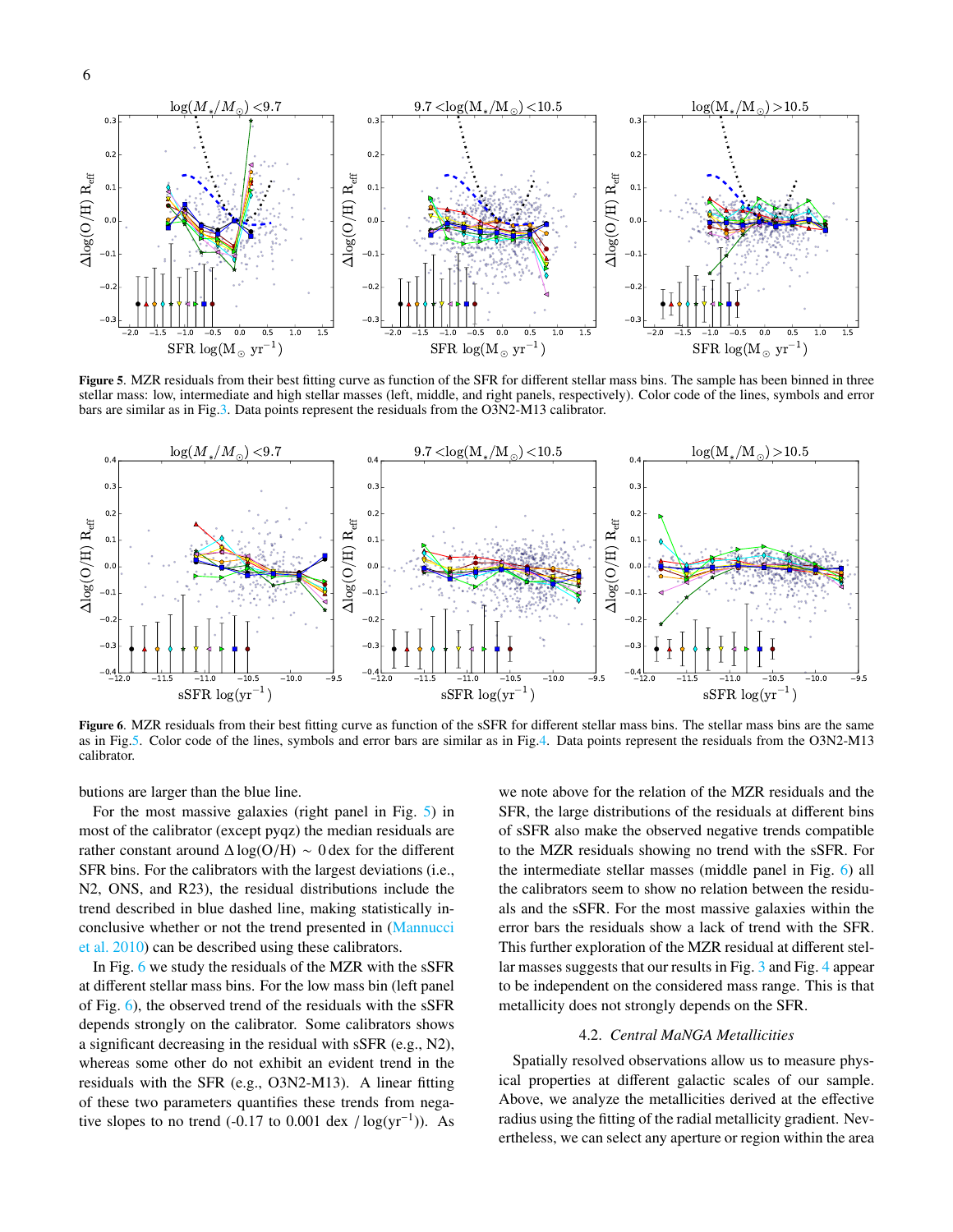**Figure 5**. MZR residuals from their best fitting curve as function of the SFR for different stellar mass bins. The sample has been binned in three stellar mass: low, intermediate and high stellar masses (left, middle, and right panels, respectively). Color code of the lines, symbols and error bars are similar as in Fig.3. Data points represent the residuals from the O3N2-M13 calibrator.

**Figure 6**. MZR residuals from their best fitting curve as function of the sSFR for different stellar mass bins. The stellar mass bins are the same as in Fig.5. Color code of the lines, symbols and error bars are similar as in Fig.4. Data points represent the residuals from the O3N2-M13 calibrator.

butions are larger than the blue line.

For the most massive galaxies (right panel in Fig. 5) in most of the calibrator (except pyqz) the median residuals are rather constant around $\Delta\log(O/H) \sim 0$ dex for the different SFR bins. For the calibrators with the largest deviations (i.e., N2, ONS, and R23), the residual distributions include the trend described in blue dashed line, making statistically inconclusive whether or not the trend presented in (Mannucci et al. 2010) can be described using these calibrators.

In Fig. 6 we study the residuals of the MZR with the sSFR at different stellar mass bins. For the low mass bin (left panel of Fig. 6), the observed trend of the residuals with the sSFR depends strongly on the calibrator. Some calibrators shows a significant decreasing in the residual with sSFR (e.g., N2), whereas some other do not exhibit an evident trend in the residuals with the SFR (e.g., O3N2-M13). A linear fitting of these two parameters quantifies these trends from negative slopes to no trend (-0.17 to 0.001 dex / $\log(\mathrm{yr}^{-1})$). As we note above for the relation of the MZR residuals and the SFR, the large distributions of the residuals at different bins of sSFR also make the observed negative trends compatible to the MZR residuals showing no trend with the sSFR. For the intermediate stellar masses (middle panel in Fig. 6) all the calibrators seem to show no relation between the residuals and the sSFR. For the most massive galaxies within the error bars the residuals show a lack of trend with the SFR. This further exploration of the MZR residual at different stellar masses suggests that our results in Fig. 3 and Fig. 4 appear to be independent on the considered mass range. This is that metallicity does not strongly depends on the SFR.

### 4.2. *Central MaNGA Metallicities*

Spatially resolved observations allow us to measure physical properties at different galactic scales of our sample. Above, we analyze the metallicities derived at the effective radius using the fitting of the radial metallicity gradient. Nevertheless, we can select any aperture or region within the area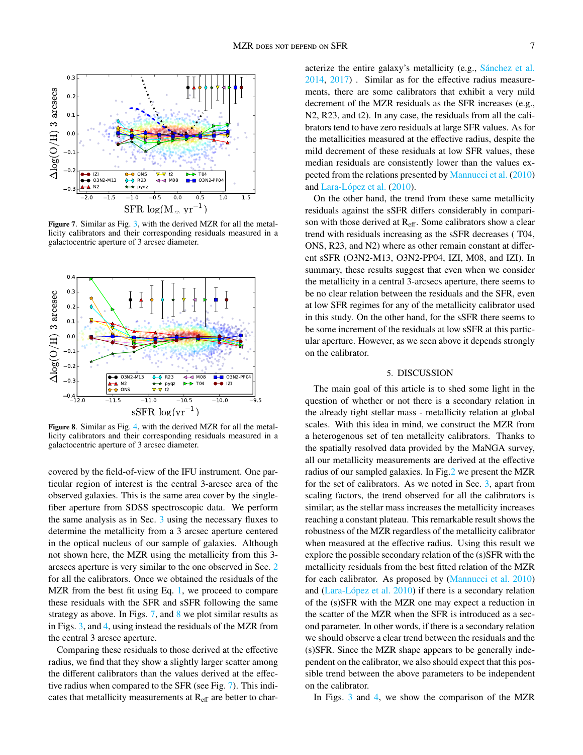**Figure 7**. Similar as Fig. 3, with the derived MZR for all the metallicity calibrators and their corresponding residuals measured in a galactocentric aperture of 3 arcsec diameter.

**Figure 8**. Similar as Fig. 4, with the derived MZR for all the metallicity calibrators and their corresponding residuals measured in a galactocentric aperture of 3 arcsec diameter.

covered by the field-of-view of the IFU instrument. One particular region of interest is the central 3-arcsec area of the observed galaxies. This is the same area cover by the single-fiber aperture from SDSS spectroscopic data. We perform the same analysis as in Sec. 3 using the necessary fluxes to determine the metallicity from a 3 arcsec aperture centered in the optical nucleus of our sample of galaxies. Although not shown here, the MZR using the metallicity from this 3-arcsecs aperture is very similar to the one observed in Sec. 2 for all the calibrators. Once we obtained the residuals of the MZR from the best fit using Eq. 1, we proceed to compare these residuals with the SFR and sSFR following the same strategy as above. In Figs. 7, and 8 we plot similar results as in Figs. 3, and 4, using instead the residuals of the MZR from the central 3 arcsec aperture.

Comparing these residuals to those derived at the effective radius, we find that they show a slightly larger scatter among the different calibrators than the values derived at the effective radius when compared to the SFR (see Fig. 7). This indicates that metallicity measurements at $R_{\rm eff}$ are better to characterize the entire galaxy's metallicity (e.g., Sánchez et al. 2014, 2017) . Similar as for the effective radius measurements, there are some calibrators that exhibit a very mild decrement of the MZR residuals as the SFR increases (e.g., N2, R23, and t2). In any case, the residuals from all the calibrators tend to have zero residuals at large SFR values. As for the metallicities measured at the effective radius, despite the mild decrement of these residuals at low SFR values, these median residuals are consistently lower than the values expected from the relations presented by Mannucci et al. (2010) and Lara-López et al. (2010).

On the other hand, the trend from these same metallicity residuals against the sSFR differs considerably in comparison with those derived at $R_{\rm eff}$. Some calibrators show a clear trend with residuals increasing as the sSFR decreases ( T04, ONS, R23, and N2) where as other remain constant at different sSFR (O3N2-M13, O3N2-PP04, IZI, M08, and IZI). In summary, these results suggest that even when we consider the metallicity in a central 3-arcsecs aperture, there seems to be no clear relation between the residuals and the SFR, even at low SFR regimes for any of the metallicity calibrator used in this study. On the other hand, for the sSFR there seems to be some increment of the residuals at low sSFR at this particular aperture. However, as we seen above it depends strongly on the calibrator.

## 5. DISCUSSION

The main goal of this article is to shed some light in the question of whether or not there is a secondary relation in the already tight stellar mass - metallicity relation at global scales. With this idea in mind, we construct the MZR from a heterogenous set of ten metallcity calibrators. Thanks to the spatially resolved data provided by the MaNGA survey, all our metallicity measurements are derived at the effective radius of our sampled galaxies. In Fig.2 we present the MZR for the set of calibrators. As we noted in Sec. 3, apart from scaling factors, the trend observed for all the calibrators is similar; as the stellar mass increases the metallicity increases reaching a constant plateau. This remarkable result shows the robustness of the MZR regardless of the metallicity calibrator when measured at the effective radius. Using this result we explore the possible secondary relation of the (s)SFR with the metallicity residuals from the best fitted relation of the MZR for each calibrator. As proposed by (Mannucci et al. 2010) and (Lara-López et al. 2010) if there is a secondary relation of the (s)SFR with the MZR one may expect a reduction in the scatter of the MZR when the SFR is introduced as a second parameter. In other words, if there is a secondary relation we should observe a clear trend between the residuals and the (s)SFR. Since the MZR shape appears to be generally independent on the calibrator, we also should expect that this possible trend between the above parameters to be independent on the calibrator.

In Figs. 3 and 4, we show the comparison of the MZR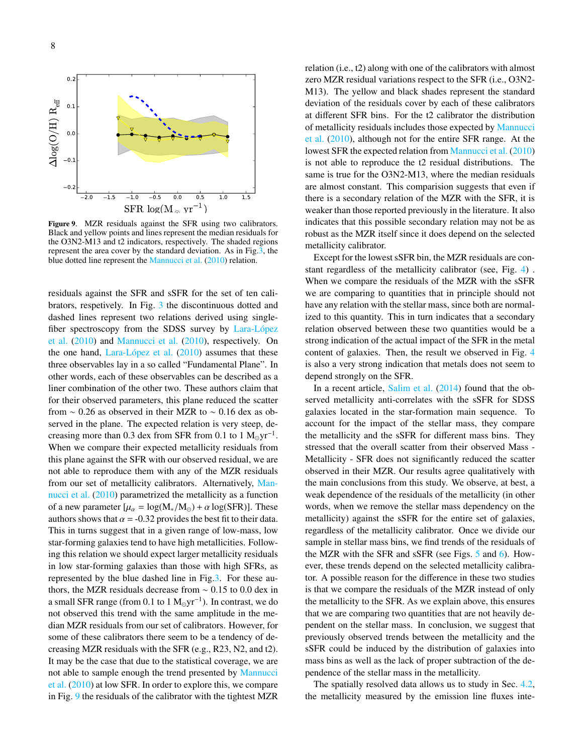**Figure 9.** MZR residuals against the SFR using two calibrators. Black and yellow points and lines represent the median residuals for the O3N2-M13 and t2 indicators, respectively. The shaded regions represent the area cover by the standard deviation. As in Fig.3, the blue dotted line represent the Mannucci et al. (2010) relation.

residuals against the SFR and sSFR for the set of ten calibrators, respetively. In Fig. 3 the discontinuous dotted and dashed lines represent two relations derived using single-fiber spectroscopy from the SDSS survey by Lara-López et al. (2010) and Mannucci et al. (2010), respectively. On the one hand, Lara-López et al. (2010) assumes that these three observables lay in a so called "Fundamental Plane". In other words, each of these observables can be described as a liner combination of the other two. These authors claim that for their observed parameters, this plane reduced the scatter from ~ 0.26 as observed in their MZR to ~ 0.16 dex as observed in the plane. The expected relation is very steep, decreasing more than 0.3 dex from SFR from 0.1 to 1 $M_{\odot}yr^{-1}$. When we compare their expected metallicity residuals from this plane against the SFR with our observed residual, we are not able to reproduce them with any of the MZR residuals from our set of metallicity calibrators. Alternatively, Mannucci et al. (2010) parametrized the metallicity as a function of a new parameter [$\mu_{\alpha} = \log(M_*/M_{\odot}) + \alpha \log(SFR)$]. These authors shows that $\alpha$ = -0.32 provides the best fit to their data. This in turns suggest that in a given range of low-mass, low star-forming galaxies tend to have high metallicities. Following this relation we should expect larger metallicity residuals in low star-forming galaxies than those with high SFRs, as represented by the blue dashed line in Fig.3. For these authors, the MZR residuals decrease from ~ 0.15 to 0.0 dex in a small SFR range (from 0.1 to 1 $M_{\odot}yr^{-1}$). In contrast, we do not observed this trend with the same amplitude in the median MZR residuals from our set of calibrators. However, for some of these calibrators there seem to be a tendency of decreasing MZR residuals with the SFR (e.g., R23, N2, and t2). It may be the case that due to the statistical coverage, we are not able to sample enough the trend presented by Mannucci et al. (2010) at low SFR. In order to explore this, we compare in Fig. 9 the residuals of the calibrator with the tightest MZR relation (i.e., t2) along with one of the calibrators with almost zero MZR residual variations respect to the SFR (i.e., O3N2-M13). The yellow and black shades represent the standard deviation of the residuals cover by each of these calibrators at different SFR bins. For the t2 calibrator the distribution of metallicity residuals includes those expected by Mannucci et al. (2010), although not for the entire SFR range. At the lowest SFR the expected relation from Mannucci et al. (2010) is not able to reproduce the t2 residual distributions. The same is true for the O3N2-M13, where the median residuals are almost constant. This comparison suggests that even if there is a secondary relation of the MZR with the SFR, it is weaker than those reported previously in the literature. It also indicates that this possible secondary relation may not be as robust as the MZR itself since it does depend on the selected metallicity calibrator.

Except for the lowest sSFR bin, the MZR residuals are constant regardless of the metallicity calibrator (see, Fig. 4) . When we compare the residuals of the MZR with the sSFR we are comparing to quantities that in principle should not have any relation with the stellar mass, since both are normalized to this quantity. This in turn indicates that a secondary relation observed between these two quantities would be a strong indication of the actual impact of the SFR in the metal content of galaxies. Then, the result we observed in Fig. 4 is also a very strong indication that metals does not seem to depend strongly on the SFR.

In a recent article, Salim et al. (2014) found that the observed metallicity anti-correlates with the sSFR for SDSS galaxies located in the star-formation main sequence. To account for the impact of the stellar mass, they compare the metallicity and the sSFR for different mass bins. They stressed that the overall scatter from their observed Mass - Metallicity - SFR does not significantly reduced the scatter observed in their MZR. Our results agree qualitatively with the main conclusions from this study. We observe, at best, a weak dependence of the residuals of the metallicity (in other words, when we remove the stellar mass dependency on the metallicity) against the sSFR for the entire set of galaxies, regardless of the metallicity calibrator. Once we divide our sample in stellar mass bins, we find trends of the residuals of the MZR with the SFR and sSFR (see Figs. 5 and 6). However, these trends depend on the selected metallicity calibrator. A possible reason for the difference in these two studies is that we compare the residuals of the MZR instead of only the metallicity to the SFR. As we explain above, this ensures that we are comparing two quantities that are not heavily dependent on the stellar mass. In conclusion, we suggest that previously observed trends between the metallicity and the sSFR could be induced by the distribution of galaxies into mass bins as well as the lack of proper subtraction of the dependence of the stellar mass in the metallicity.

The spatially resolved data allows us to study in Sec. 4.2, the metallicity measured by the emission line fluxes inte-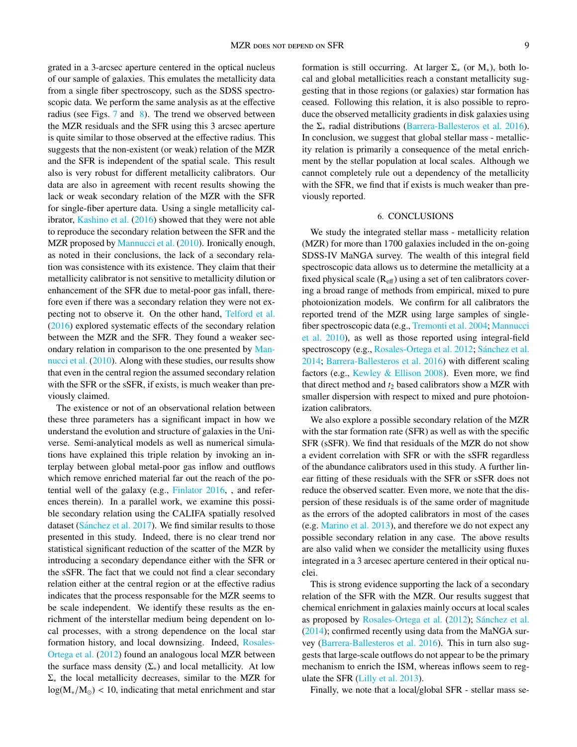grated in a 3-arcsec aperture centered in the optical nucleus of our sample of galaxies. This emulates the metallicity data from a single fiber spectroscopy, such as the SDSS spectroscopic data. We perform the same analysis as at the effective radius (see Figs. 7 and 8). The trend we observed between the MZR residuals and the SFR using this 3 arcsec aperture is quite similar to those observed at the effective radius. This suggests that the non-existent (or weak) relation of the MZR and the SFR is independent of the spatial scale. This result also is very robust for different metallicity calibrators. Our data are also in agreement with recent results showing the lack or weak secondary relation of the MZR with the SFR for single-fiber aperture data. Using a single metallicity calibrator, Kashino et al. (2016) showed that they were not able to reproduce the secondary relation between the SFR and the MZR proposed by Mannucci et al. (2010). Ironically enough, as noted in their conclusions, the lack of a secondary relation was consistence with its existence. They claim that their metallicity calibrator is not sensitive to metallicity dilution or enhancement of the SFR due to metal-poor gas infall, therefore even if there was a secondary relation they were not expecting not to observe it. On the other hand, Telford et al. (2016) explored systematic effects of the secondary relation between the MZR and the SFR. They found a weaker secondary relation in comparison to the one presented by Mannucci et al. (2010). Along with these studies, our results show that even in the central region the assumed secondary relation with the SFR or the sSFR, if exists, is much weaker than previously claimed.

The existence or not of an observational relation between these three parameters has a significant impact in how we understand the evolution and structure of galaxies in the Universe. Semi-analytical models as well as numerical simulations have explained this triple relation by invoking an interplay between global metal-poor gas inflow and outflows which remove enriched material far out the reach of the potential well of the galaxy (e.g., Finlator 2016, , and references therein). In a parallel work, we examine this possible secondary relation using the CALIFA spatially resolved dataset (Sánchez et al. 2017). We find similar results to those presented in this study. Indeed, there is no clear trend nor statistical significant reduction of the scatter of the MZR by introducing a secondary dependance either with the SFR or the sSFR. The fact that we could not find a clear secondary relation either at the central region or at the effective radius indicates that the process responsible for the MZR seems to be scale independent. We identify these results as the enrichment of the interstellar medium being dependent on local processes, with a strong dependence on the local star formation history, and local downsizing. Indeed, Rosales-Ortega et al. (2012) found an analogous local MZR between the surface mass density ($\Sigma_*$) and local metallicity. At low $\Sigma_*$ the local metallicity decreases, similar to the MZR for $\log(M_*/M_\odot) < 10$, indicating that metal enrichment and star formation is still occurring. At larger $\Sigma_*$ (or $M_*$), both local and global metallicities reach a constant metallicity suggesting that in those regions (or galaxies) star formation has ceased. Following this relation, it is also possible to reproduce the observed metallicity gradients in disk galaxies using the $\Sigma_*$ radial distributions (Barrera-Ballesteros et al. 2016). In conclusion, we suggest that global stellar mass - metallicity relation is primarily a consequence of the metal enrichment by the stellar population at local scales. Although we cannot completely rule out a dependency of the metallicity with the SFR, we find that if exists is much weaker than previously reported.

## 6. CONCLUSIONS

We study the integrated stellar mass - metallicity relation (MZR) for more than 1700 galaxies included in the on-going SDSS-IV MaNGA survey. The wealth of this integral field spectroscopic data allows us to determine the metallicity at a fixed physical scale ($R_{\rm eff}$) using a set of ten calibrators covering a broad range of methods from empirical, mixed to pure photoionization models. We confirm for all calibrators the reported trend of the MZR using large samples of single-fiber spectroscopic data (e.g., Tremonti et al. 2004; Mannucci et al. 2010), as well as those reported using integral-field spectroscopy (e.g., Rosales-Ortega et al. 2012; Sánchez et al. 2014; Barrera-Ballesteros et al. 2016) with different scaling factors (e.g., Kewley & Ellison 2008). Even more, we find that direct method and $t_2$ based calibrators show a MZR with smaller dispersion with respect to mixed and pure photoionization calibrators.

We also explore a possible secondary relation of the MZR with the star formation rate (SFR) as well as with the specific SFR (sSFR). We find that residuals of the MZR do not show a evident correlation with SFR or with the sSFR regardless of the abundance calibrators used in this study. A further linear fitting of these residuals with the SFR or sSFR does not reduce the observed scatter. Even more, we note that the dispersion of these residuals is of the same order of magnitude as the errors of the adopted calibrators in most of the cases (e.g. Marino et al. 2013), and therefore we do not expect any possible secondary relation in any case. The above results are also valid when we consider the metallicity using fluxes integrated in a 3 arcesec aperture centered in their optical nuclei.

This is strong evidence supporting the lack of a secondary relation of the SFR with the MZR. Our results suggest that chemical enrichment in galaxies mainly occurs at local scales as proposed by Rosales-Ortega et al. (2012); Sánchez et al. (2014); confirmed recently using data from the MaNGA survey (Barrera-Ballesteros et al. 2016). This in turn also suggests that large-scale outflows do not appear to be the primary mechanism to enrich the ISM, whereas inflows seem to regulate the SFR (Lilly et al. 2013).

Finally, we note that a local/global SFR - stellar mass se-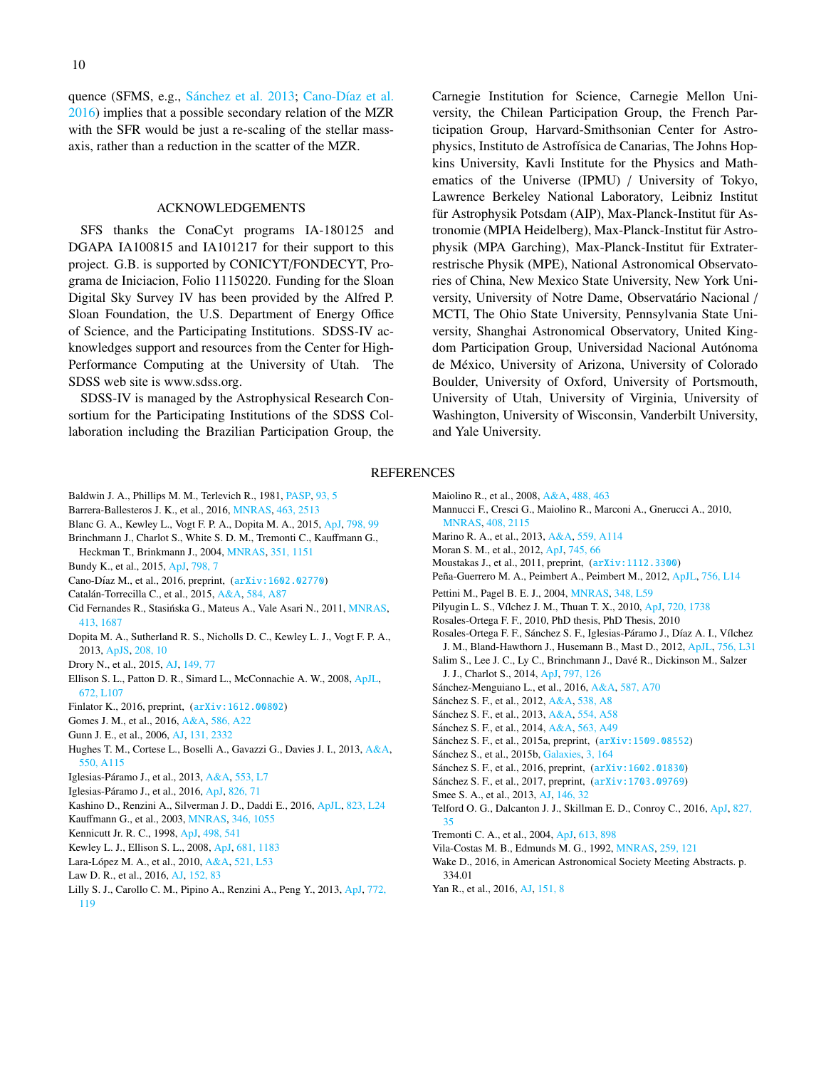quence (SFMS, e.g., Sánchez et al. 2013; Cano-Díaz et al. 2016) implies that a possible secondary relation of the MZR with the SFR would be just a re-scaling of the stellar mass-axis, rather than a reduction in the scatter of the MZR.

## ACKNOWLEDGEMENTS

SFS thanks the ConaCyt programs IA-180125 and DGAPA IA100815 and IA101217 for their support to this project. G.B. is supported by CONICYT/FONDECYT, Programa de Iniciacion, Folio 11150220. Funding for the Sloan Digital Sky Survey IV has been provided by the Alfred P. Sloan Foundation, the U.S. Department of Energy Office of Science, and the Participating Institutions. SDSS-IV acknowledges support and resources from the Center for High-Performance Computing at the University of Utah. The SDSS web site is www.sdss.org.

SDSS-IV is managed by the Astrophysical Research Consortium for the Participating Institutions of the SDSS Collaboration including the Brazilian Participation Group, the Carnegie Institution for Science, Carnegie Mellon University, the Chilean Participation Group, the French Participation Group, Harvard-Smithsonian Center for Astrophysics, Instituto de Astrofísica de Canarias, The Johns Hopkins University, Kavli Institute for the Physics and Mathematics of the Universe (IPMU) / University of Tokyo, Lawrence Berkeley National Laboratory, Leibniz Institut für Astrophysik Potsdam (AIP), Max-Planck-Institut für Astronomie (MPIA Heidelberg), Max-Planck-Institut für Astrophysik (MPA Garching), Max-Planck-Institut für Extraterrestrische Physik (MPE), National Astronomical Observatories of China, New Mexico State University, New York University, University of Notre Dame, Observatário Nacional / MCTI, The Ohio State University, Pennsylvania State University, Shanghai Astronomical Observatory, United Kingdom Participation Group, Universidad Nacional Autónoma de México, University of Arizona, University of Colorado Boulder, University of Oxford, University of Portsmouth, University of Utah, University of Virginia, University of Washington, University of Wisconsin, Vanderbilt University, and Yale University.

## REFERENCES

Baldwin J. A., Phillips M. M., Terlevich R., 1981, PASP, 93, 5
Barrera-Ballesteros J. K., et al., 2016, MNRAS, 463, 2513
Blanc G. A., Kewley L., Vogt F. P. A., Dopita M. A., 2015, ApJ, 798, 99
Brinchmann J., Charlot S., White S. D. M., Tremonti C., Kauffmann G., Heckman T., Brinkmann J., 2004, MNRAS, 351, 1151
Bundy K., et al., 2015, ApJ, 798, 7
Cano-Díaz M., et al., 2016, preprint, (arXiv:1602.02770)
Catalán-Torrecilla C., et al., 2015, A&A, 584, A87
Cid Fernandes R., Stasińska G., Mateus A., Vale Asari N., 2011, MNRAS, 413, 1687
Dopita M. A., Sutherland R. S., Nicholls D. C., Kewley L. J., Vogt F. P. A., 2013, ApJS, 208, 10
Drory N., et al., 2015, AJ, 149, 77
Ellison S. L., Patton D. R., Simard L., McConnachie A. W., 2008, ApJL, 672, L107
Finlator K., 2016, preprint, (arXiv:1612.00802)
Gomes J. M., et al., 2016, A&A, 586, A22
Gunn J. E., et al., 2006, AJ, 131, 2332
Hughes T. M., Cortese L., Boselli A., Gavazzi G., Davies J. I., 2013, A&A, 550, A115
Iglesias-Páramo J., et al., 2013, A&A, 553, L7
Iglesias-Páramo J., et al., 2016, ApJ, 826, 71
Kashino D., Renzini A., Silverman J. D., Daddi E., 2016, ApJL, 823, L24
Kauffmann G., et al., 2003, MNRAS, 346, 1055
Kennicutt Jr. R. C., 1998, ApJ, 498, 541
Kewley L. J., Ellison S. L., 2008, ApJ, 681, 1183
Lara-López M. A., et al., 2010, A&A, 521, L53
Law D. R., et al., 2016, AJ, 152, 83
Lilly S. J., Carollo C. M., Pipino A., Renzini A., Peng Y., 2013, ApJ, 772, 119
Maiolino R., et al., 2008, A&A, 488, 463
Mannucci F., Cresci G., Maiolino R., Marconi A., Gnerucci A., 2010, MNRAS, 408, 2115
Marino R. A., et al., 2013, A&A, 559, A114
Moran S. M., et al., 2012, ApJ, 745, 66
Moustakas J., et al., 2011, preprint, (arXiv:1112.3300)
Peña-Guerrero M. A., Peimbert A., Peimbert M., 2012, ApJL, 756, L14
Pettini M., Pagel B. E. J., 2004, MNRAS, 348, L59
Pilyugin L. S., Vílchez J. M., Thuan T. X., 2010, ApJ, 720, 1738
Rosales-Ortega F. F., 2010, PhD thesis, PhD Thesis, 2010
Rosales-Ortega F. F., Sánchez S. F., Iglesias-Páramo J., Díaz A. I., Vílchez J. M., Bland-Hawthorn J., Husemann B., Mast D., 2012, ApJL, 756, L31
Salim S., Lee J. C., Ly C., Brinchmann J., Davé R., Dickinson M., Salzer J. J., Charlot S., 2014, ApJ, 797, 126
Sánchez-Menguiano L., et al., 2016, A&A, 587, A70
Sánchez S. F., et al., 2012, A&A, 538, A8
Sánchez S. F., et al., 2013, A&A, 554, A58
Sánchez S. F., et al., 2014, A&A, 563, A49
Sánchez S. F., et al., 2015a, preprint, (arXiv:1509.08552)
Sánchez S., et al., 2015b, Galaxies, 3, 164
Sánchez S. F., et al., 2016, preprint, (arXiv:1602.01830)
Sánchez S. F., et al., 2017, preprint, (arXiv:1703.09769)
Smee S. A., et al., 2013, AJ, 146, 32
Telford O. G., Dalcanton J. J., Skillman E. D., Conroy C., 2016, ApJ, 827, 35
Tremonti C. A., et al., 2004, ApJ, 613, 898
Vila-Costas M. B., Edmunds M. G., 1992, MNRAS, 259, 121
Wake D., 2016, in American Astronomical Society Meeting Abstracts. p. 334.01
Yan R., et al., 2016, AJ, 151, 8